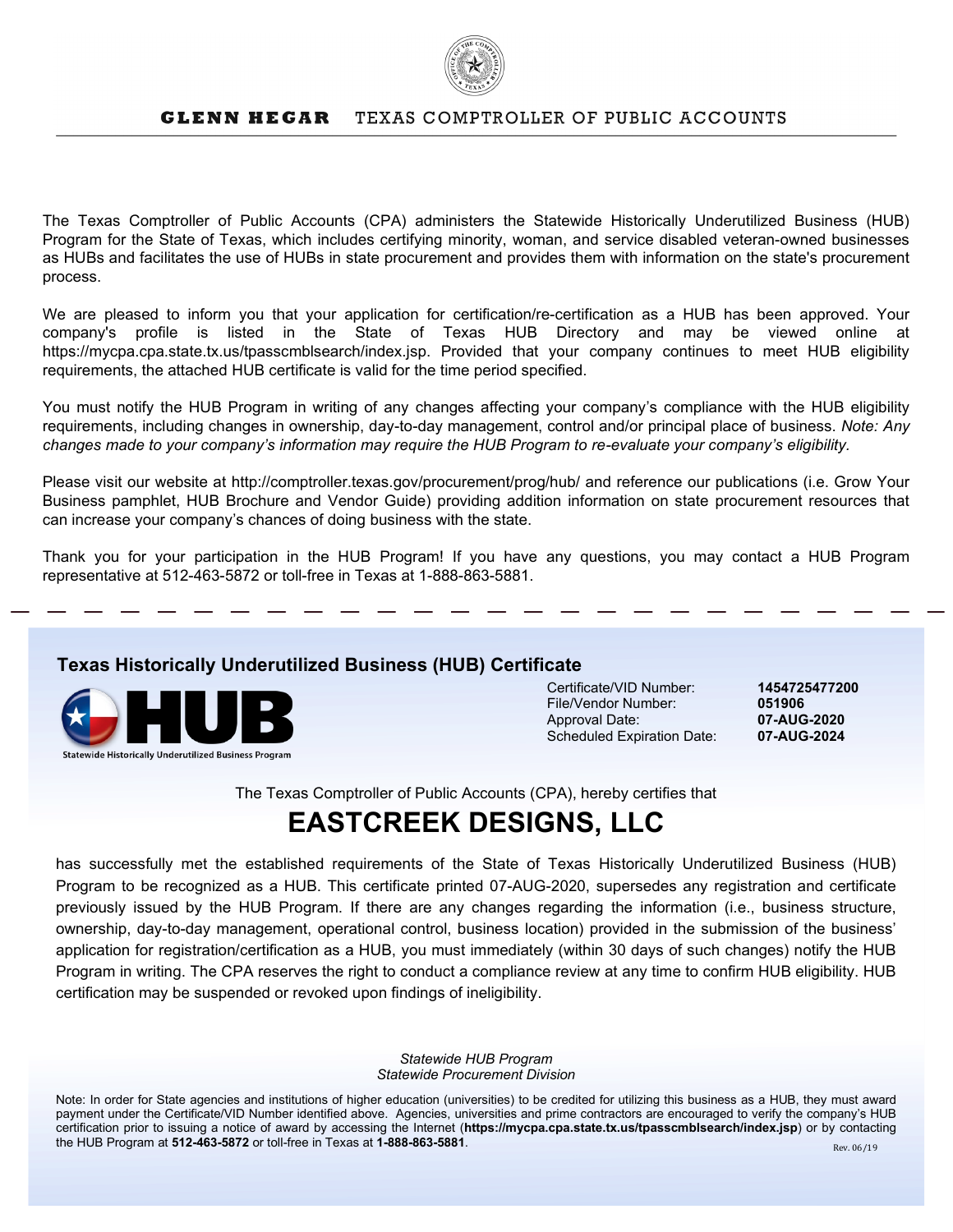**GLENN HEGAR** TEXAS COMPTROLLER OF PUBLIC ACCOUNTS

The Texas Comptroller of Public Accounts (CPA) administers the Statewide Historically Underutilized Business (HUB) Program for the State of Texas, which includes certifying minority, woman, and service disabled veteran-owned businesses as HUBs and facilitates the use of HUBs in state procurement and provides them with information on the state's procurement process.

We are pleased to inform you that your application for certification/re-certification as a HUB has been approved. Your company's profile is listed in the State of Texas HUB Directory and may be viewed online at https://mycpa.cpa.state.tx.us/tpasscmblsearch/index.jsp. Provided that your company continues to meet HUB eligibility requirements, the attached HUB certificate is valid for the time period specified.

You must notify the HUB Program in writing of any changes affecting your company's compliance with the HUB eligibility requirements, including changes in ownership, day-to-day management, control and/or principal place of business. *Note: Any changes made to your company's information may require the HUB Program to re-evaluate your company's eligibility.*

Please visit our website at http://comptroller.texas.gov/procurement/prog/hub/ and reference our publications (i.e. Grow Your Business pamphlet, HUB Brochure and Vendor Guide) providing addition information on state procurement resources that can increase your company's chances of doing business with the state.

Thank you for your participation in the HUB Program! If you have any questions, you may contact a HUB Program representative at 512-463-5872 or toll-free in Texas at 1-888-863-5881.

---

## Texas Historically Underutilized Business (HUB) Certificate

HUB
Statewide Historically Underutilized Business Program

| | |
|---|---|
| Certificate/VID Number: | **1454725477200** |
| File/Vendor Number: | **051906** |
| Approval Date: | **07-AUG-2020** |
| Scheduled Expiration Date: | **07-AUG-2024** |

The Texas Comptroller of Public Accounts (CPA), hereby certifies that

# EASTCREEK DESIGNS, LLC

has successfully met the established requirements of the State of Texas Historically Underutilized Business (HUB) Program to be recognized as a HUB. This certificate printed 07-AUG-2020, supersedes any registration and certificate previously issued by the HUB Program. If there are any changes regarding the information (i.e., business structure, ownership, day-to-day management, operational control, business location) provided in the submission of the business' application for registration/certification as a HUB, you must immediately (within 30 days of such changes) notify the HUB Program in writing. The CPA reserves the right to conduct a compliance review at any time to confirm HUB eligibility. HUB certification may be suspended or revoked upon findings of ineligibility.

*Statewide HUB Program*
*Statewide Procurement Division*

Note: In order for State agencies and institutions of higher education (universities) to be credited for utilizing this business as a HUB, they must award payment under the Certificate/VID Number identified above. Agencies, universities and prime contractors are encouraged to verify the company's HUB certification prior to issuing a notice of award by accessing the Internet (**https://mycpa.cpa.state.tx.us/tpasscmblsearch/index.jsp**) or by contacting the HUB Program at **512-463-5872** or toll-free in Texas at **1-888-863-5881**.

Rev. 06/19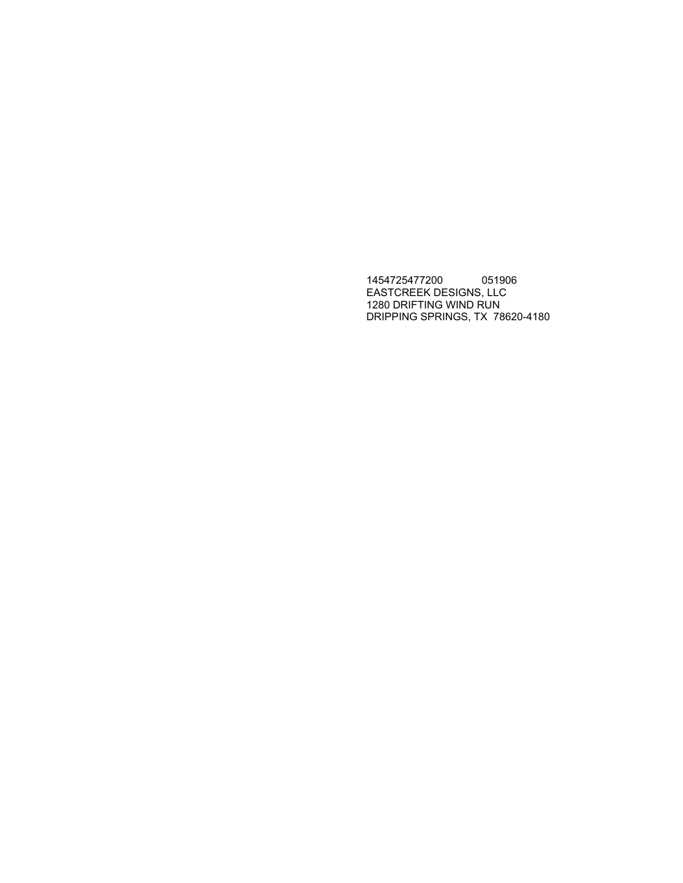1454725477200 051906
EASTCREEK DESIGNS, LLC
1280 DRIFTING WIND RUN
DRIPPING SPRINGS, TX 78620-4180